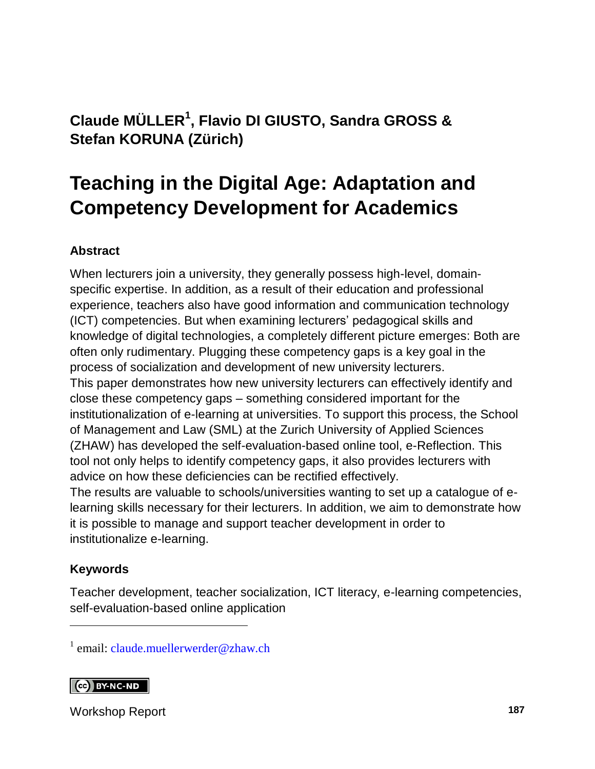**Claude MÜLLER[1], Flavio DI GIUSTO, Sandra GROSS & Stefan KORUNA (Zürich)**

# Teaching in the Digital Age: Adaptation and Competency Development for Academics

### Abstract

When lecturers join a university, they generally possess high-level, domain-specific expertise. In addition, as a result of their education and professional experience, teachers also have good information and communication technology (ICT) competencies. But when examining lecturers' pedagogical skills and knowledge of digital technologies, a completely different picture emerges: Both are often only rudimentary. Plugging these competency gaps is a key goal in the process of socialization and development of new university lecturers.

This paper demonstrates how new university lecturers can effectively identify and close these competency gaps – something considered important for the institutionalization of e-learning at universities. To support this process, the School of Management and Law (SML) at the Zurich University of Applied Sciences (ZHAW) has developed the self-evaluation-based online tool, e-Reflection. This tool not only helps to identify competency gaps, it also provides lecturers with advice on how these deficiencies can be rectified effectively.

The results are valuable to schools/universities wanting to set up a catalogue of e-learning skills necessary for their lecturers. In addition, we aim to demonstrate how it is possible to manage and support teacher development in order to institutionalize e-learning.

### Keywords

Teacher development, teacher socialization, ICT literacy, e-learning competencies, self-evaluation-based online application

---

[1] email: claude.muellerwerder@zhaw.ch

BY-NC-ND

Workshop Report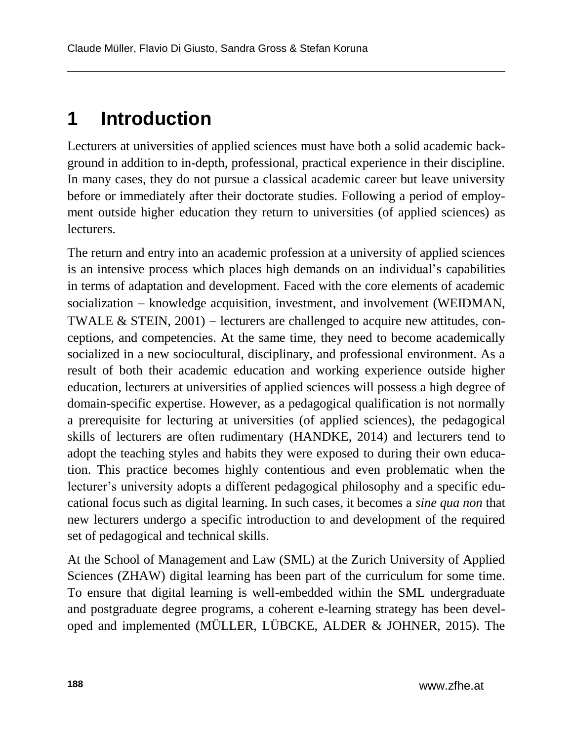# 1 Introduction

Lecturers at universities of applied sciences must have both a solid academic background in addition to in-depth, professional, practical experience in their discipline. In many cases, they do not pursue a classical academic career but leave university before or immediately after their doctorate studies. Following a period of employment outside higher education they return to universities (of applied sciences) as lecturers.

The return and entry into an academic profession at a university of applied sciences is an intensive process which places high demands on an individual's capabilities in terms of adaptation and development. Faced with the core elements of academic socialization – knowledge acquisition, investment, and involvement (WEIDMAN, TWALE & STEIN, 2001) – lecturers are challenged to acquire new attitudes, conceptions, and competencies. At the same time, they need to become academically socialized in a new sociocultural, disciplinary, and professional environment. As a result of both their academic education and working experience outside higher education, lecturers at universities of applied sciences will possess a high degree of domain-specific expertise. However, as a pedagogical qualification is not normally a prerequisite for lecturing at universities (of applied sciences), the pedagogical skills of lecturers are often rudimentary (HANDKE, 2014) and lecturers tend to adopt the teaching styles and habits they were exposed to during their own education. This practice becomes highly contentious and even problematic when the lecturer's university adopts a different pedagogical philosophy and a specific educational focus such as digital learning. In such cases, it becomes a *sine qua non* that new lecturers undergo a specific introduction to and development of the required set of pedagogical and technical skills.

At the School of Management and Law (SML) at the Zurich University of Applied Sciences (ZHAW) digital learning has been part of the curriculum for some time. To ensure that digital learning is well-embedded within the SML undergraduate and postgraduate degree programs, a coherent e-learning strategy has been developed and implemented (MÜLLER, LÜBCKE, ALDER & JOHNER, 2015). The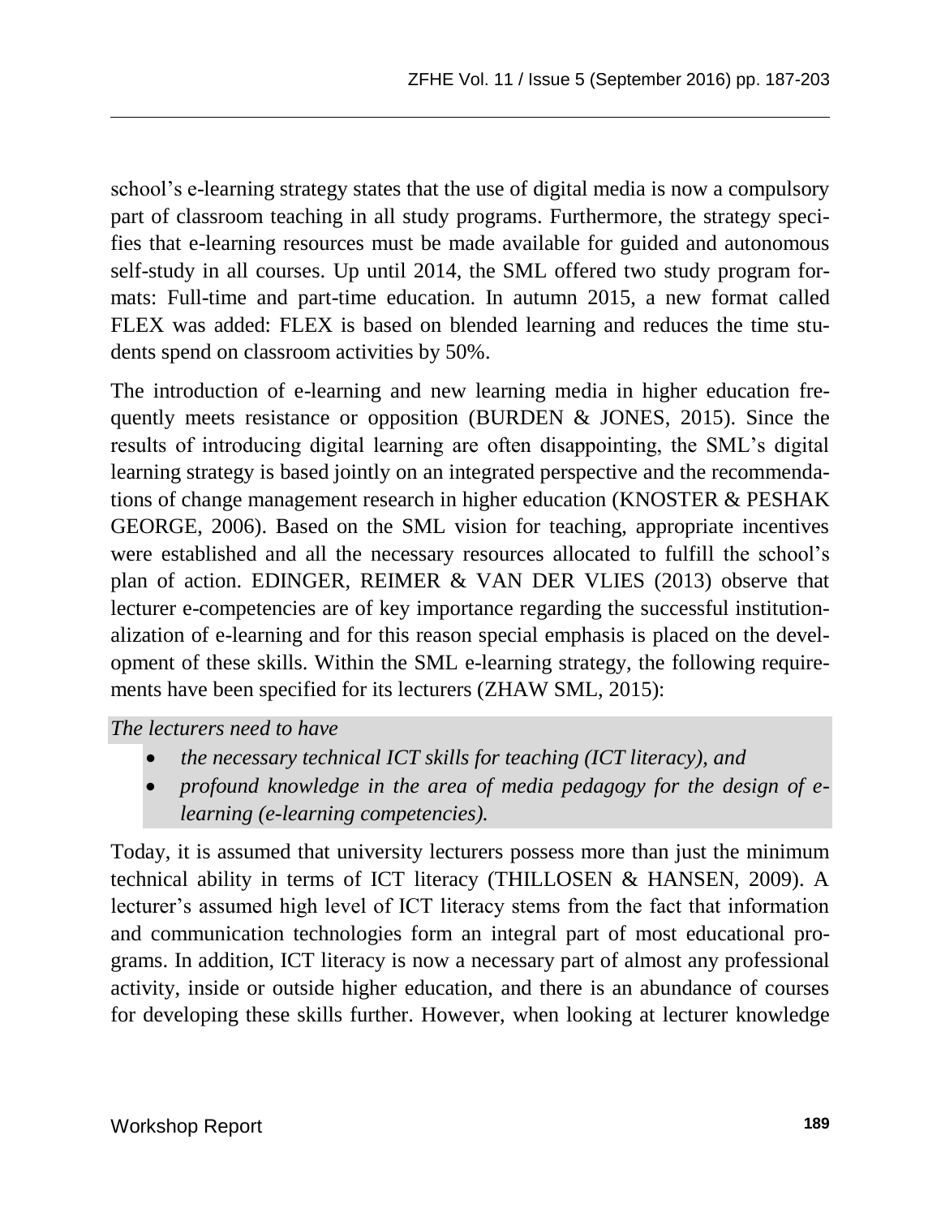school's e-learning strategy states that the use of digital media is now a compulsory part of classroom teaching in all study programs. Furthermore, the strategy specifies that e-learning resources must be made available for guided and autonomous self-study in all courses. Up until 2014, the SML offered two study program formats: Full-time and part-time education. In autumn 2015, a new format called FLEX was added: FLEX is based on blended learning and reduces the time students spend on classroom activities by 50%.

The introduction of e-learning and new learning media in higher education frequently meets resistance or opposition (BURDEN & JONES, 2015). Since the results of introducing digital learning are often disappointing, the SML's digital learning strategy is based jointly on an integrated perspective and the recommendations of change management research in higher education (KNOSTER & PESHAK GEORGE, 2006). Based on the SML vision for teaching, appropriate incentives were established and all the necessary resources allocated to fulfill the school's plan of action. EDINGER, REIMER & VAN DER VLIES (2013) observe that lecturer e-competencies are of key importance regarding the successful institutionalization of e-learning and for this reason special emphasis is placed on the development of these skills. Within the SML e-learning strategy, the following requirements have been specified for its lecturers (ZHAW SML, 2015):

*The lecturers need to have*

- *the necessary technical ICT skills for teaching (ICT literacy), and*
- *profound knowledge in the area of media pedagogy for the design of e-learning (e-learning competencies).*

Today, it is assumed that university lecturers possess more than just the minimum technical ability in terms of ICT literacy (THILLOSEN & HANSEN, 2009). A lecturer's assumed high level of ICT literacy stems from the fact that information and communication technologies form an integral part of most educational programs. In addition, ICT literacy is now a necessary part of almost any professional activity, inside or outside higher education, and there is an abundance of courses for developing these skills further. However, when looking at lecturer knowledge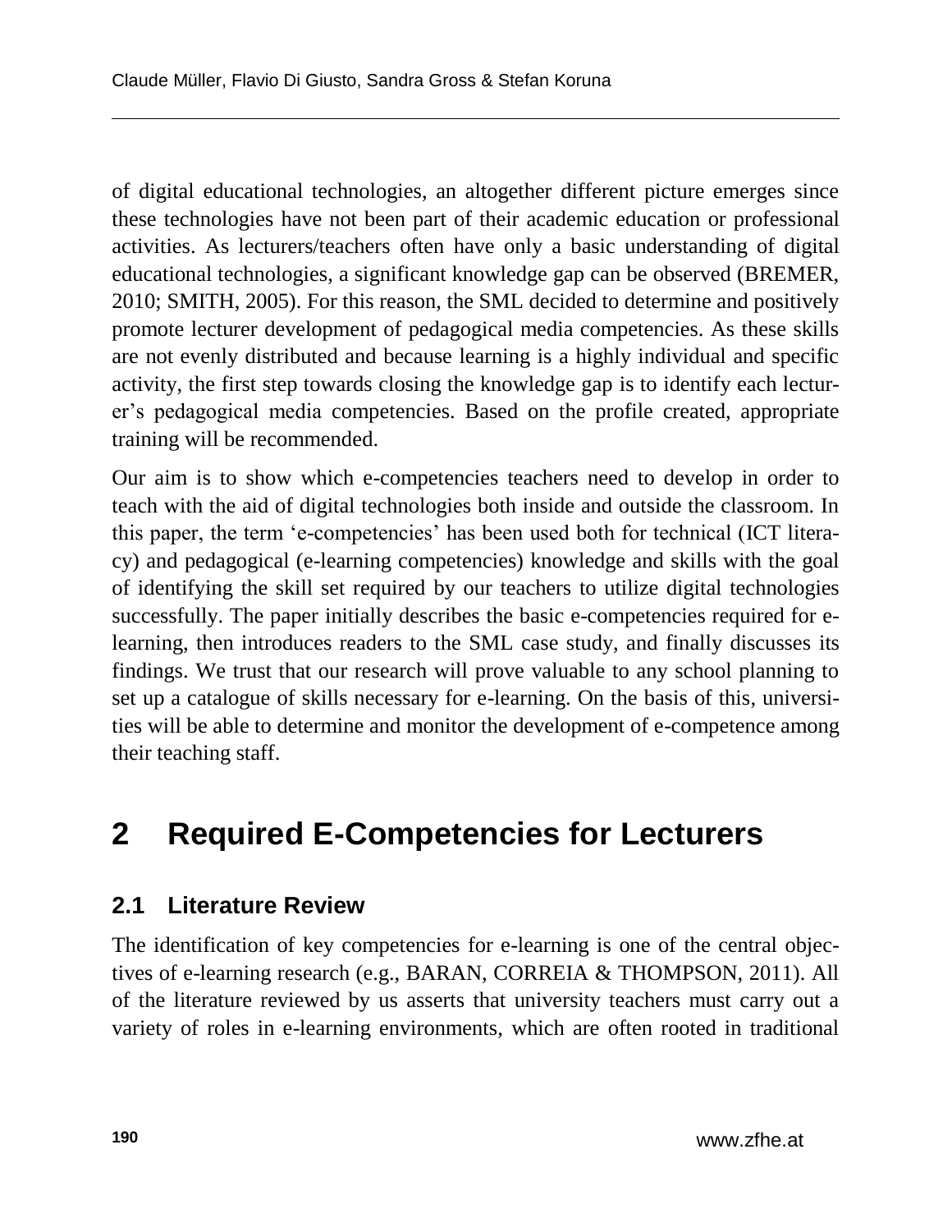of digital educational technologies, an altogether different picture emerges since these technologies have not been part of their academic education or professional activities. As lecturers/teachers often have only a basic understanding of digital educational technologies, a significant knowledge gap can be observed (BREMER, 2010; SMITH, 2005). For this reason, the SML decided to determine and positively promote lecturer development of pedagogical media competencies. As these skills are not evenly distributed and because learning is a highly individual and specific activity, the first step towards closing the knowledge gap is to identify each lecturer's pedagogical media competencies. Based on the profile created, appropriate training will be recommended.

Our aim is to show which e-competencies teachers need to develop in order to teach with the aid of digital technologies both inside and outside the classroom. In this paper, the term 'e-competencies' has been used both for technical (ICT literacy) and pedagogical (e-learning competencies) knowledge and skills with the goal of identifying the skill set required by our teachers to utilize digital technologies successfully. The paper initially describes the basic e-competencies required for e-learning, then introduces readers to the SML case study, and finally discusses its findings. We trust that our research will prove valuable to any school planning to set up a catalogue of skills necessary for e-learning. On the basis of this, universities will be able to determine and monitor the development of e-competence among their teaching staff.

# 2 Required E-Competencies for Lecturers

## 2.1 Literature Review

The identification of key competencies for e-learning is one of the central objectives of e-learning research (e.g., BARAN, CORREIA & THOMPSON, 2011). All of the literature reviewed by us asserts that university teachers must carry out a variety of roles in e-learning environments, which are often rooted in traditional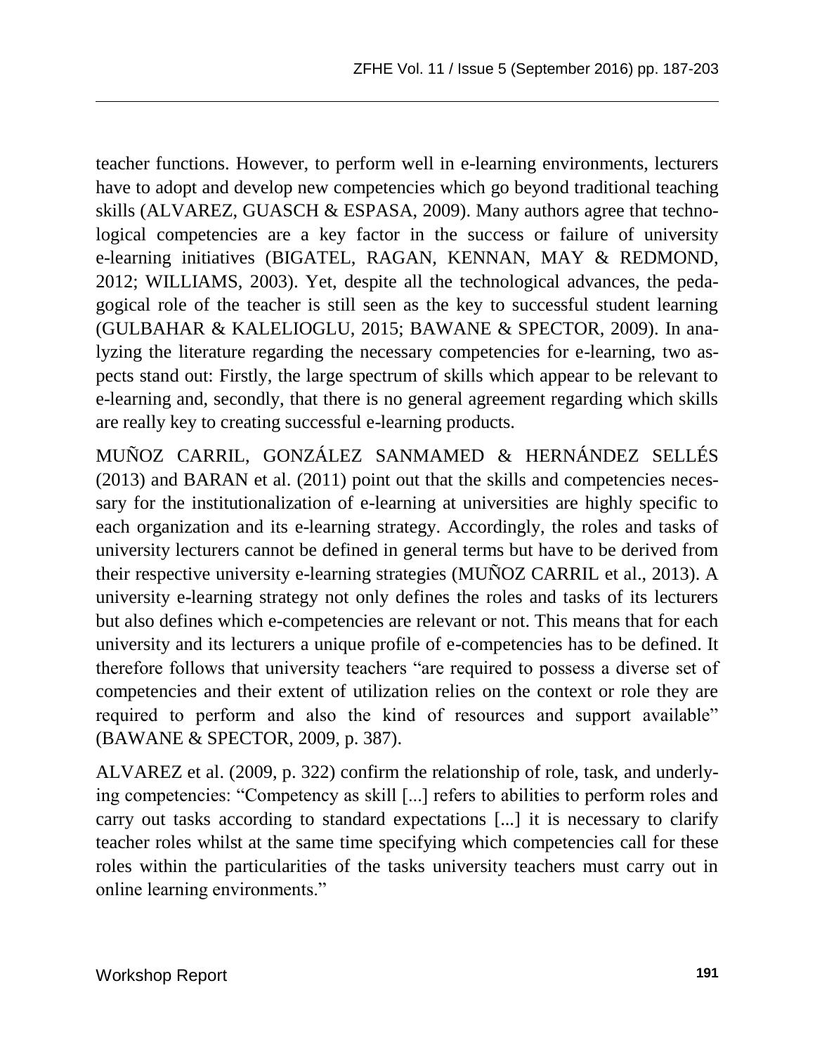teacher functions. However, to perform well in e-learning environments, lecturers have to adopt and develop new competencies which go beyond traditional teaching skills (ALVAREZ, GUASCH & ESPASA, 2009). Many authors agree that technological competencies are a key factor in the success or failure of university e-learning initiatives (BIGATEL, RAGAN, KENNAN, MAY & REDMOND, 2012; WILLIAMS, 2003). Yet, despite all the technological advances, the pedagogical role of the teacher is still seen as the key to successful student learning (GULBAHAR & KALELIOGLU, 2015; BAWANE & SPECTOR, 2009). In analyzing the literature regarding the necessary competencies for e-learning, two aspects stand out: Firstly, the large spectrum of skills which appear to be relevant to e-learning and, secondly, that there is no general agreement regarding which skills are really key to creating successful e-learning products.

MUÑOZ CARRIL, GONZÁLEZ SANMAMED & HERNÁNDEZ SELLÉS (2013) and BARAN et al. (2011) point out that the skills and competencies necessary for the institutionalization of e-learning at universities are highly specific to each organization and its e-learning strategy. Accordingly, the roles and tasks of university lecturers cannot be defined in general terms but have to be derived from their respective university e-learning strategies (MUÑOZ CARRIL et al., 2013). A university e-learning strategy not only defines the roles and tasks of its lecturers but also defines which e-competencies are relevant or not. This means that for each university and its lecturers a unique profile of e-competencies has to be defined. It therefore follows that university teachers "are required to possess a diverse set of competencies and their extent of utilization relies on the context or role they are required to perform and also the kind of resources and support available" (BAWANE & SPECTOR, 2009, p. 387).

ALVAREZ et al. (2009, p. 322) confirm the relationship of role, task, and underlying competencies: "Competency as skill [...] refers to abilities to perform roles and carry out tasks according to standard expectations [...] it is necessary to clarify teacher roles whilst at the same time specifying which competencies call for these roles within the particularities of the tasks university teachers must carry out in online learning environments."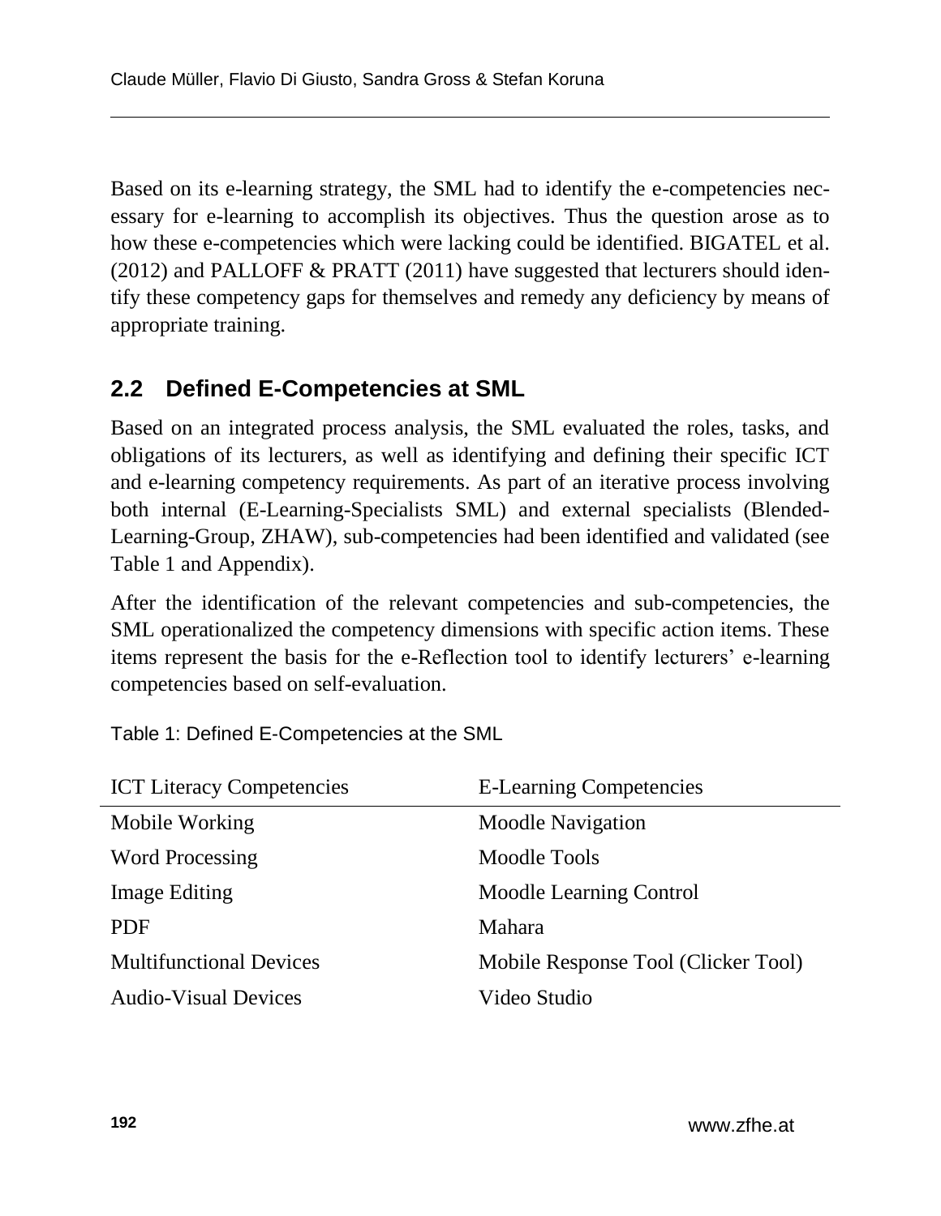Based on its e-learning strategy, the SML had to identify the e-competencies necessary for e-learning to accomplish its objectives. Thus the question arose as to how these e-competencies which were lacking could be identified. BIGATEL et al. (2012) and PALLOFF & PRATT (2011) have suggested that lecturers should identify these competency gaps for themselves and remedy any deficiency by means of appropriate training.

## 2.2 Defined E-Competencies at SML

Based on an integrated process analysis, the SML evaluated the roles, tasks, and obligations of its lecturers, as well as identifying and defining their specific ICT and e-learning competency requirements. As part of an iterative process involving both internal (E-Learning-Specialists SML) and external specialists (Blended-Learning-Group, ZHAW), sub-competencies had been identified and validated (see Table 1 and Appendix).

After the identification of the relevant competencies and sub-competencies, the SML operationalized the competency dimensions with specific action items. These items represent the basis for the e-Reflection tool to identify lecturers' e-learning competencies based on self-evaluation.

Table 1: Defined E-Competencies at the SML

| ICT Literacy Competencies | E-Learning Competencies |
|---|---|
| Mobile Working | Moodle Navigation |
| Word Processing | Moodle Tools |
| Image Editing | Moodle Learning Control |
| PDF | Mahara |
| Multifunctional Devices | Mobile Response Tool (Clicker Tool) |
| Audio-Visual Devices | Video Studio |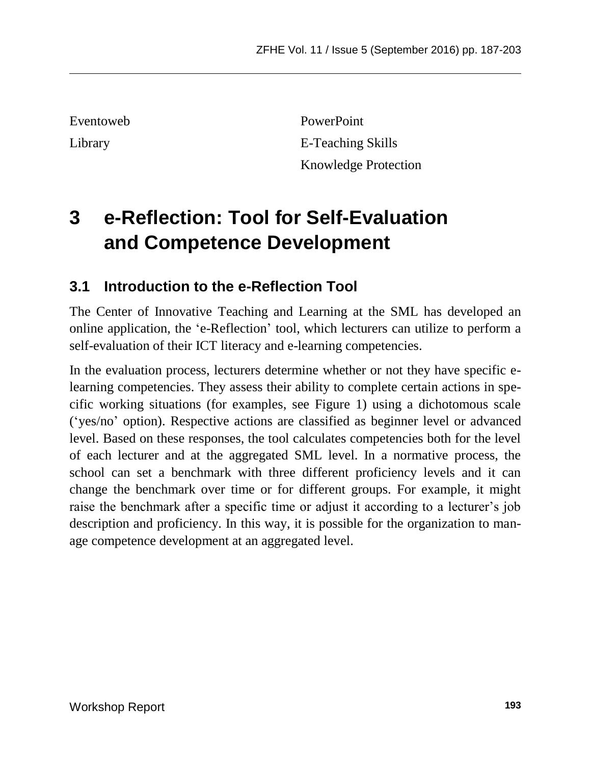Eventoweb

Library

PowerPoint

E-Teaching Skills

Knowledge Protection

# 3 e-Reflection: Tool for Self-Evaluation and Competence Development

## 3.1 Introduction to the e-Reflection Tool

The Center of Innovative Teaching and Learning at the SML has developed an online application, the 'e-Reflection' tool, which lecturers can utilize to perform a self-evaluation of their ICT literacy and e-learning competencies.

In the evaluation process, lecturers determine whether or not they have specific e-learning competencies. They assess their ability to complete certain actions in specific working situations (for examples, see Figure 1) using a dichotomous scale ('yes/no' option). Respective actions are classified as beginner level or advanced level. Based on these responses, the tool calculates competencies both for the level of each lecturer and at the aggregated SML level. In a normative process, the school can set a benchmark with three different proficiency levels and it can change the benchmark over time or for different groups. For example, it might raise the benchmark after a specific time or adjust it according to a lecturer's job description and proficiency. In this way, it is possible for the organization to manage competence development at an aggregated level.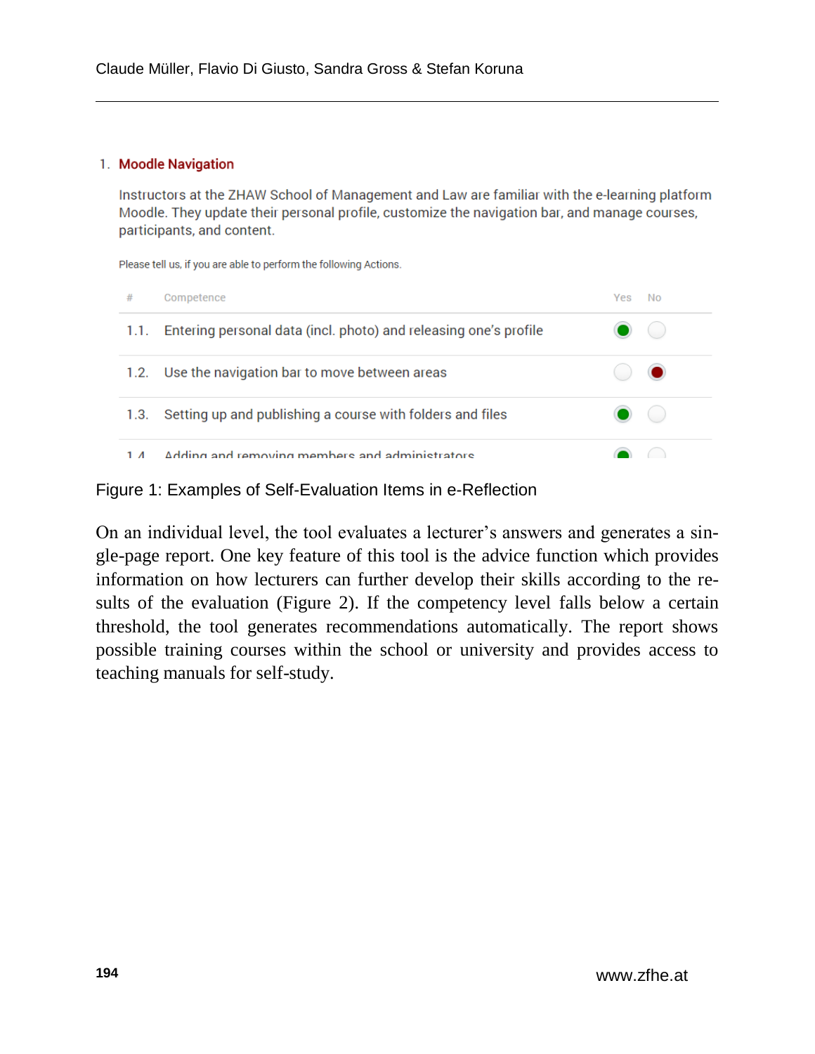1. **Moodle Navigation**

Instructors at the ZHAW School of Management and Law are familiar with the e-learning platform Moodle. They update their personal profile, customize the navigation bar, and manage courses, participants, and content.

Please tell us, if you are able to perform the following Actions.

| # | Competence | Yes | No |
|---|---|---|---|
| 1.1. | Entering personal data (incl. photo) and releasing one's profile | ● | ○ |
| 1.2. | Use the navigation bar to move between areas | ○ | ● |
| 1.3. | Setting up and publishing a course with folders and files | ● | ○ |
| 1.4 | Adding and removing members and administrators | ● | ○ |

Figure 1: Examples of Self-Evaluation Items in e-Reflection

On an individual level, the tool evaluates a lecturer's answers and generates a single-page report. One key feature of this tool is the advice function which provides information on how lecturers can further develop their skills according to the results of the evaluation (Figure 2). If the competency level falls below a certain threshold, the tool generates recommendations automatically. The report shows possible training courses within the school or university and provides access to teaching manuals for self-study.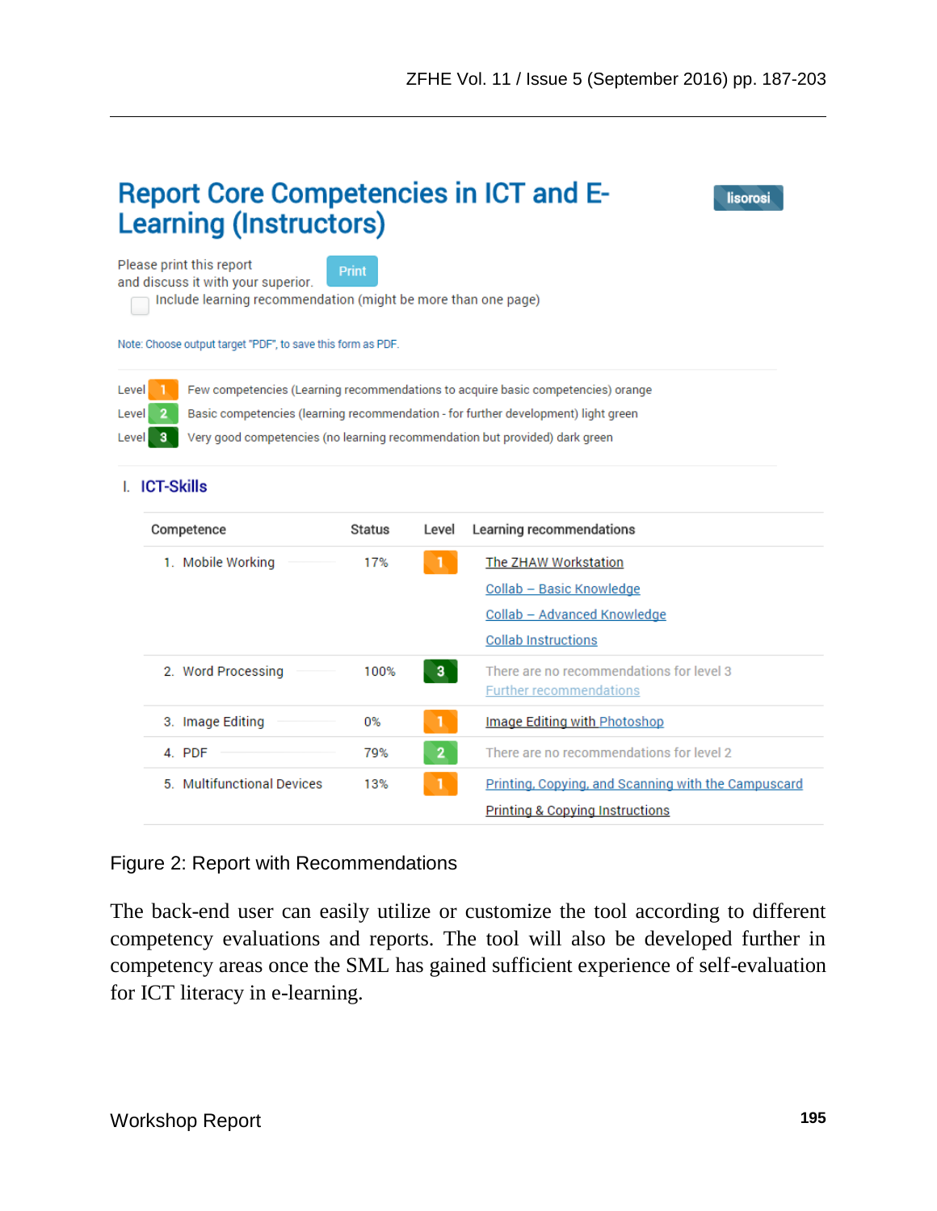# Report Core Competencies in ICT and E-Learning (Instructors)

lisorosi

Please print this report and discuss it with your superior. Print

Include learning recommendation (might be more than one page)

Note: Choose output target "PDF", to save this form as PDF.

Level 1 Few competencies (Learning recommendations to acquire basic competencies) orange
Level 2 Basic competencies (learning recommendation - for further development) light green
Level 3 Very good competencies (no learning recommendation but provided) dark green

## I. ICT-Skills

| Competence | Status | Level | Learning recommendations |
|---|---|---|---|
| 1. Mobile Working | 17% | 1 | The ZHAW Workstation<br>Collab – Basic Knowledge<br>Collab – Advanced Knowledge<br>Collab Instructions |
| 2. Word Processing | 100% | 3 | There are no recommendations for level 3<br>Further recommendations |
| 3. Image Editing | 0% | 1 | Image Editing with Photoshop |
| 4. PDF | 79% | 2 | There are no recommendations for level 2 |
| 5. Multifunctional Devices | 13% | 1 | Printing, Copying, and Scanning with the Campuscard<br>Printing & Copying Instructions |

Figure 2: Report with Recommendations

The back-end user can easily utilize or customize the tool according to different competency evaluations and reports. The tool will also be developed further in competency areas once the SML has gained sufficient experience of self-evaluation for ICT literacy in e-learning.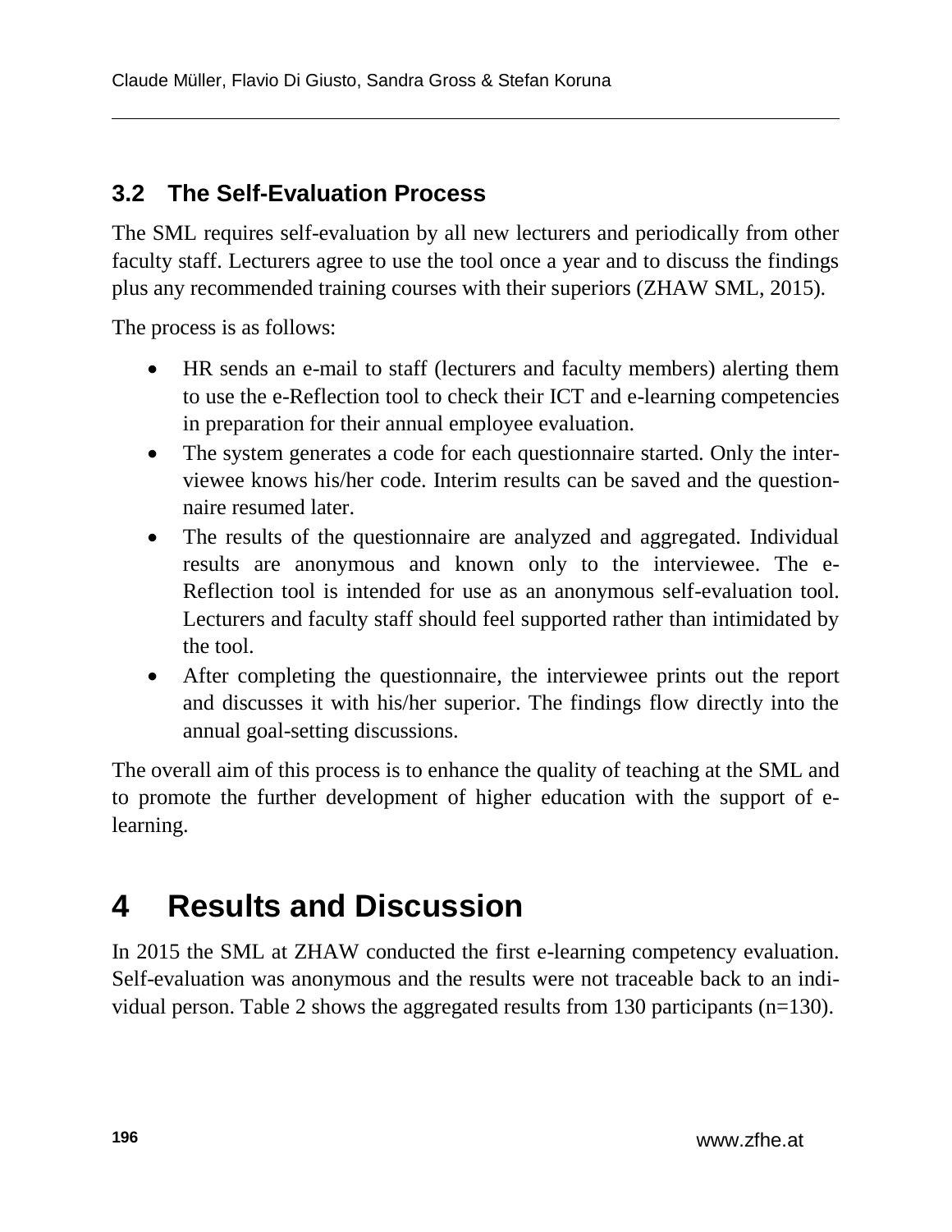### 3.2 The Self-Evaluation Process

The SML requires self-evaluation by all new lecturers and periodically from other faculty staff. Lecturers agree to use the tool once a year and to discuss the findings plus any recommended training courses with their superiors (ZHAW SML, 2015).

The process is as follows:

- HR sends an e-mail to staff (lecturers and faculty members) alerting them to use the e-Reflection tool to check their ICT and e-learning competencies in preparation for their annual employee evaluation.
- The system generates a code for each questionnaire started. Only the interviewee knows his/her code. Interim results can be saved and the questionnaire resumed later.
- The results of the questionnaire are analyzed and aggregated. Individual results are anonymous and known only to the interviewee. The e-Reflection tool is intended for use as an anonymous self-evaluation tool. Lecturers and faculty staff should feel supported rather than intimidated by the tool.
- After completing the questionnaire, the interviewee prints out the report and discusses it with his/her superior. The findings flow directly into the annual goal-setting discussions.

The overall aim of this process is to enhance the quality of teaching at the SML and to promote the further development of higher education with the support of e-learning.

# 4 Results and Discussion

In 2015 the SML at ZHAW conducted the first e-learning competency evaluation. Self-evaluation was anonymous and the results were not traceable back to an individual person. Table 2 shows the aggregated results from 130 participants (n=130).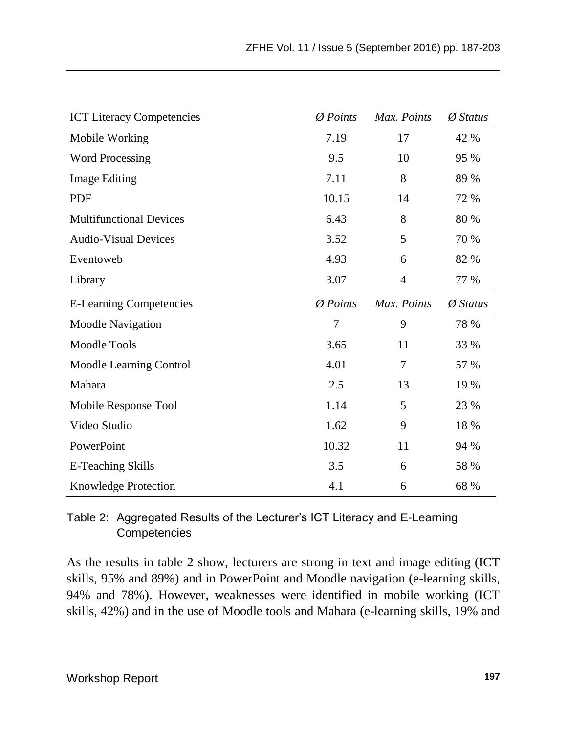| ICT Literacy Competencies | *Ø Points* | *Max. Points* | *Ø Status* |
|---|---|---|---|
| Mobile Working | 7.19 | 17 | 42 % |
| Word Processing | 9.5 | 10 | 95 % |
| Image Editing | 7.11 | 8 | 89 % |
| PDF | 10.15 | 14 | 72 % |
| Multifunctional Devices | 6.43 | 8 | 80 % |
| Audio-Visual Devices | 3.52 | 5 | 70 % |
| Eventoweb | 4.93 | 6 | 82 % |
| Library | 3.07 | 4 | 77 % |
| **E-Learning Competencies** | *Ø Points* | *Max. Points* | *Ø Status* |
| Moodle Navigation | 7 | 9 | 78 % |
| Moodle Tools | 3.65 | 11 | 33 % |
| Moodle Learning Control | 4.01 | 7 | 57 % |
| Mahara | 2.5 | 13 | 19 % |
| Mobile Response Tool | 1.14 | 5 | 23 % |
| Video Studio | 1.62 | 9 | 18 % |
| PowerPoint | 10.32 | 11 | 94 % |
| E-Teaching Skills | 3.5 | 6 | 58 % |
| Knowledge Protection | 4.1 | 6 | 68 % |

Table 2: Aggregated Results of the Lecturer's ICT Literacy and E-Learning Competencies

As the results in table 2 show, lecturers are strong in text and image editing (ICT skills, 95% and 89%) and in PowerPoint and Moodle navigation (e-learning skills, 94% and 78%). However, weaknesses were identified in mobile working (ICT skills, 42%) and in the use of Moodle tools and Mahara (e-learning skills, 19% and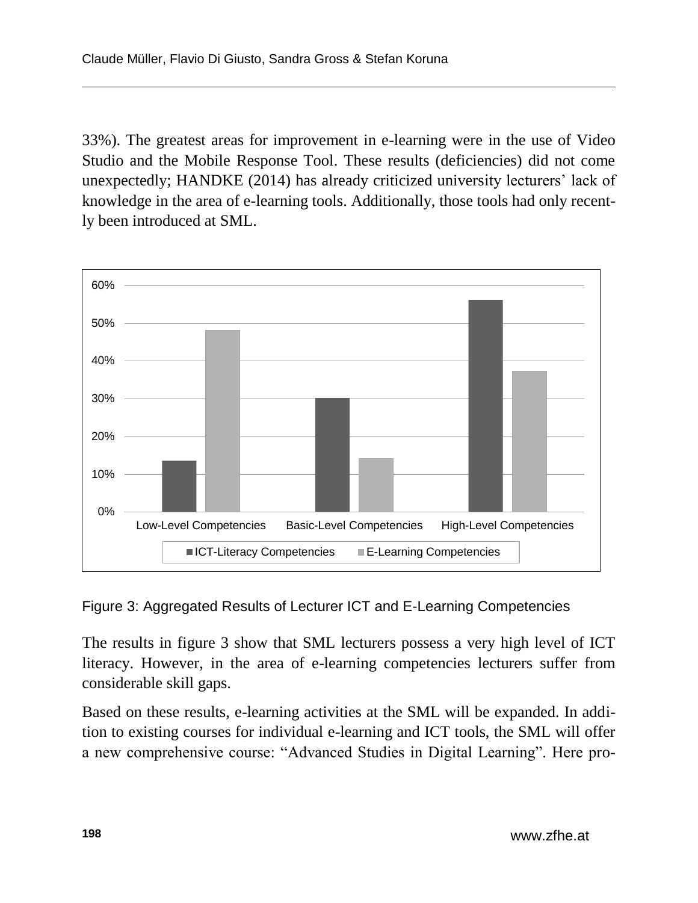33%). The greatest areas for improvement in e-learning were in the use of Video Studio and the Mobile Response Tool. These results (deficiencies) did not come unexpectedly; HANDKE (2014) has already criticized university lecturers' lack of knowledge in the area of e-learning tools. Additionally, those tools had only recently been introduced at SML.

Figure 3: Aggregated Results of Lecturer ICT and E-Learning Competencies

The results in figure 3 show that SML lecturers possess a very high level of ICT literacy. However, in the area of e-learning competencies lecturers suffer from considerable skill gaps.

Based on these results, e-learning activities at the SML will be expanded. In addition to existing courses for individual e-learning and ICT tools, the SML will offer a new comprehensive course: "Advanced Studies in Digital Learning". Here pro-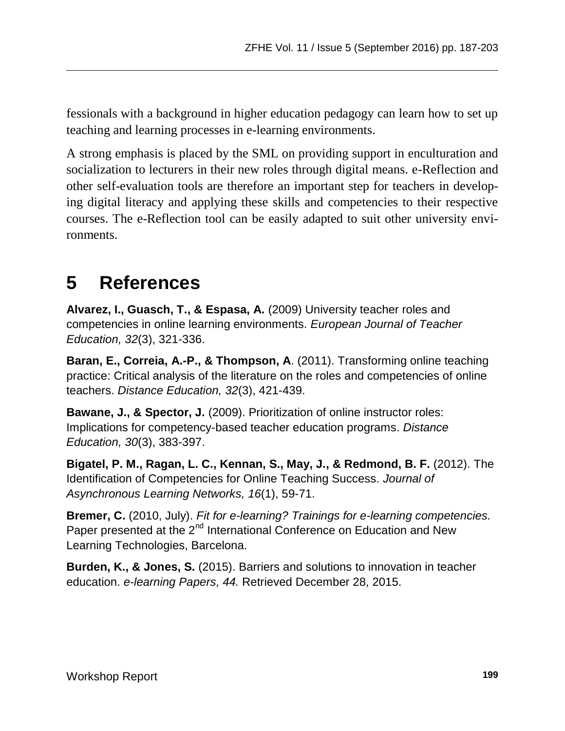fessionals with a background in higher education pedagogy can learn how to set up teaching and learning processes in e-learning environments.

A strong emphasis is placed by the SML on providing support in enculturation and socialization to lecturers in their new roles through digital means. e-Reflection and other self-evaluation tools are therefore an important step for teachers in developing digital literacy and applying these skills and competencies to their respective courses. The e-Reflection tool can be easily adapted to suit other university environments.

# 5 References

**Alvarez, I., Guasch, T., & Espasa, A.** (2009) University teacher roles and competencies in online learning environments. *European Journal of Teacher Education, 32*(3), 321-336.

**Baran, E., Correia, A.-P., & Thompson, A**. (2011). Transforming online teaching practice: Critical analysis of the literature on the roles and competencies of online teachers. *Distance Education, 32*(3), 421-439.

**Bawane, J., & Spector, J.** (2009). Prioritization of online instructor roles: Implications for competency-based teacher education programs. *Distance Education, 30*(3), 383-397.

**Bigatel, P. M., Ragan, L. C., Kennan, S., May, J., & Redmond, B. F.** (2012). The Identification of Competencies for Online Teaching Success. *Journal of Asynchronous Learning Networks, 16*(1), 59-71.

**Bremer, C.** (2010, July). *Fit for e-learning? Trainings for e-learning competencies.* Paper presented at the 2nd International Conference on Education and New Learning Technologies, Barcelona.

**Burden, K., & Jones, S.** (2015). Barriers and solutions to innovation in teacher education. *e-learning Papers, 44.* Retrieved December 28, 2015.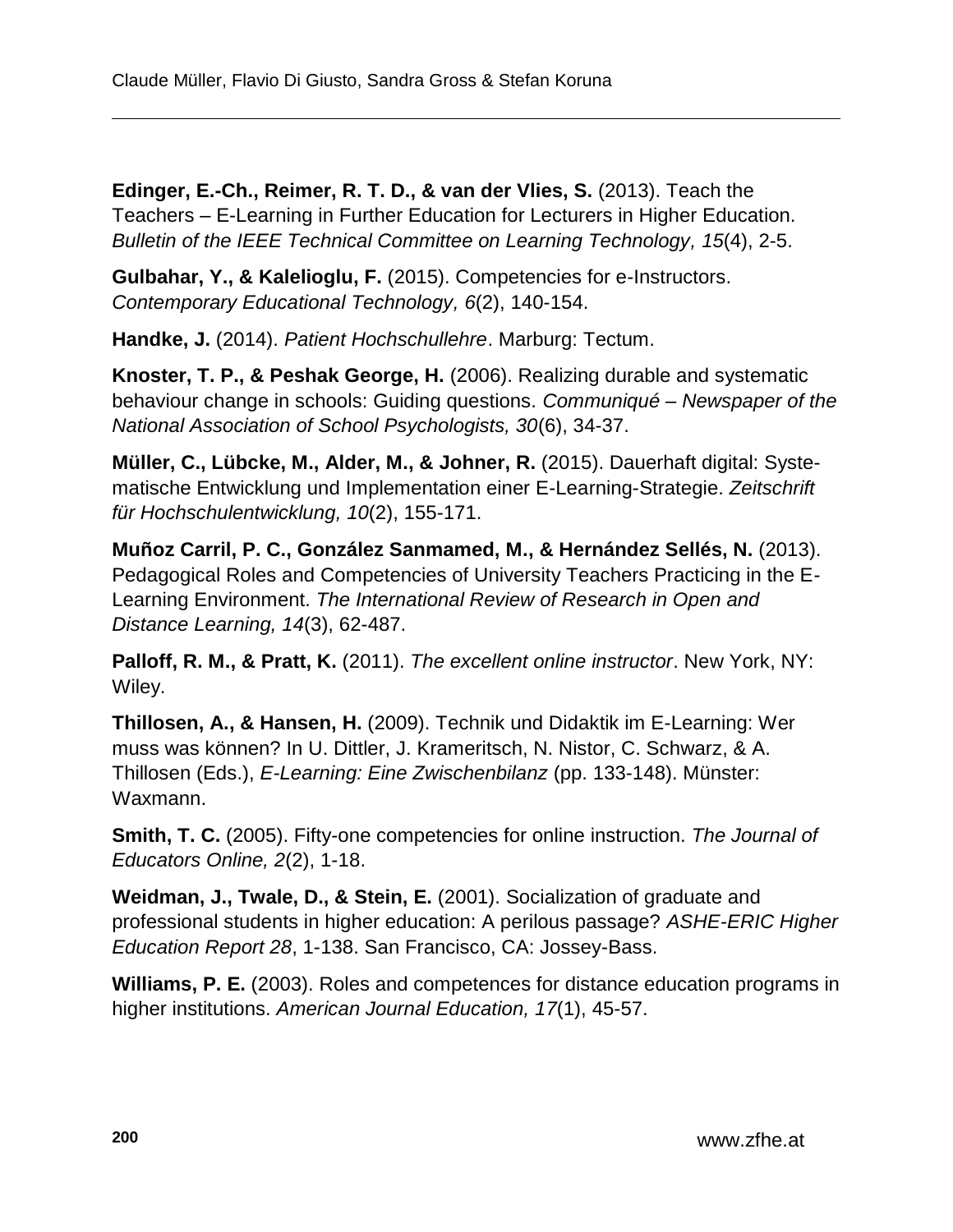**Edinger, E.-Ch., Reimer, R. T. D., & van der Vlies, S.** (2013). Teach the Teachers – E-Learning in Further Education for Lecturers in Higher Education. *Bulletin of the IEEE Technical Committee on Learning Technology, 15*(4), 2-5.

**Gulbahar, Y., & Kalelioglu, F.** (2015). Competencies for e-Instructors. *Contemporary Educational Technology, 6*(2), 140-154.

**Handke, J.** (2014). *Patient Hochschullehre*. Marburg: Tectum.

**Knoster, T. P., & Peshak George, H.** (2006). Realizing durable and systematic behaviour change in schools: Guiding questions. *Communiqué – Newspaper of the National Association of School Psychologists, 30*(6), 34-37.

**Müller, C., Lübcke, M., Alder, M., & Johner, R.** (2015). Dauerhaft digital: Systematische Entwicklung und Implementation einer E-Learning-Strategie. *Zeitschrift für Hochschulentwicklung, 10*(2), 155-171.

**Muñoz Carril, P. C., González Sanmamed, M., & Hernández Sellés, N.** (2013). Pedagogical Roles and Competencies of University Teachers Practicing in the E-Learning Environment. *The International Review of Research in Open and Distance Learning, 14*(3), 62-487.

**Palloff, R. M., & Pratt, K.** (2011). *The excellent online instructor*. New York, NY: Wiley.

**Thillosen, A., & Hansen, H.** (2009). Technik und Didaktik im E-Learning: Wer muss was können? In U. Dittler, J. Krameritsch, N. Nistor, C. Schwarz, & A. Thillosen (Eds.), *E-Learning: Eine Zwischenbilanz* (pp. 133-148). Münster: Waxmann.

**Smith, T. C.** (2005). Fifty-one competencies for online instruction. *The Journal of Educators Online, 2*(2), 1-18.

**Weidman, J., Twale, D., & Stein, E.** (2001). Socialization of graduate and professional students in higher education: A perilous passage? *ASHE-ERIC Higher Education Report 28*, 1-138. San Francisco, CA: Jossey-Bass.

**Williams, P. E.** (2003). Roles and competences for distance education programs in higher institutions. *American Journal Education, 17*(1), 45-57.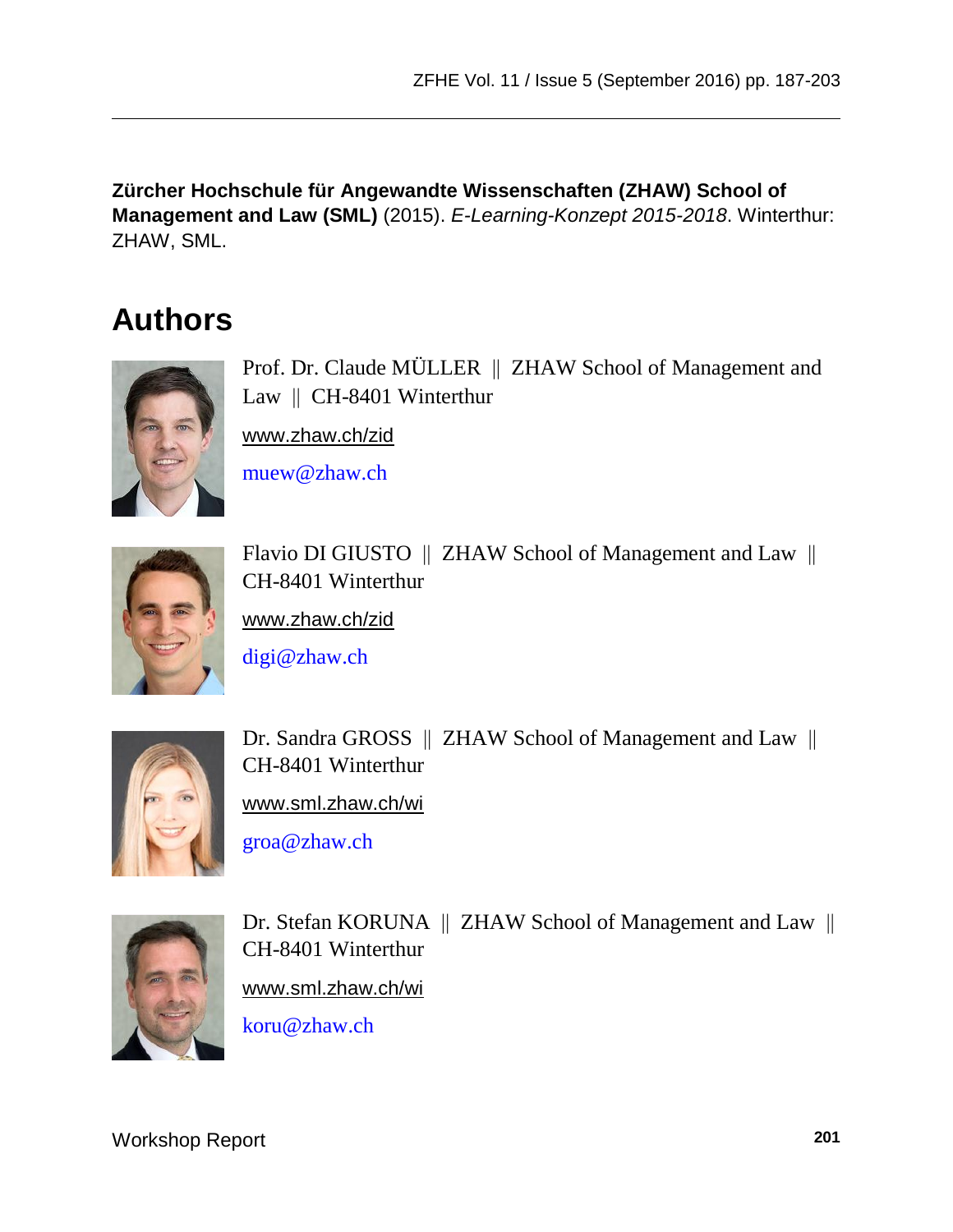**Zürcher Hochschule für Angewandte Wissenschaften (ZHAW) School of Management and Law (SML)** (2015). *E-Learning-Konzept 2015-2018*. Winterthur: ZHAW, SML.

## Authors

Prof. Dr. Claude MÜLLER || ZHAW School of Management and Law || CH-8401 Winterthur

www.zhaw.ch/zid

muew@zhaw.ch

Flavio DI GIUSTO || ZHAW School of Management and Law || CH-8401 Winterthur

www.zhaw.ch/zid

digi@zhaw.ch

Dr. Sandra GROSS || ZHAW School of Management and Law || CH-8401 Winterthur

www.sml.zhaw.ch/wi

groa@zhaw.ch

Dr. Stefan KORUNA || ZHAW School of Management and Law || CH-8401 Winterthur

www.sml.zhaw.ch/wi

koru@zhaw.ch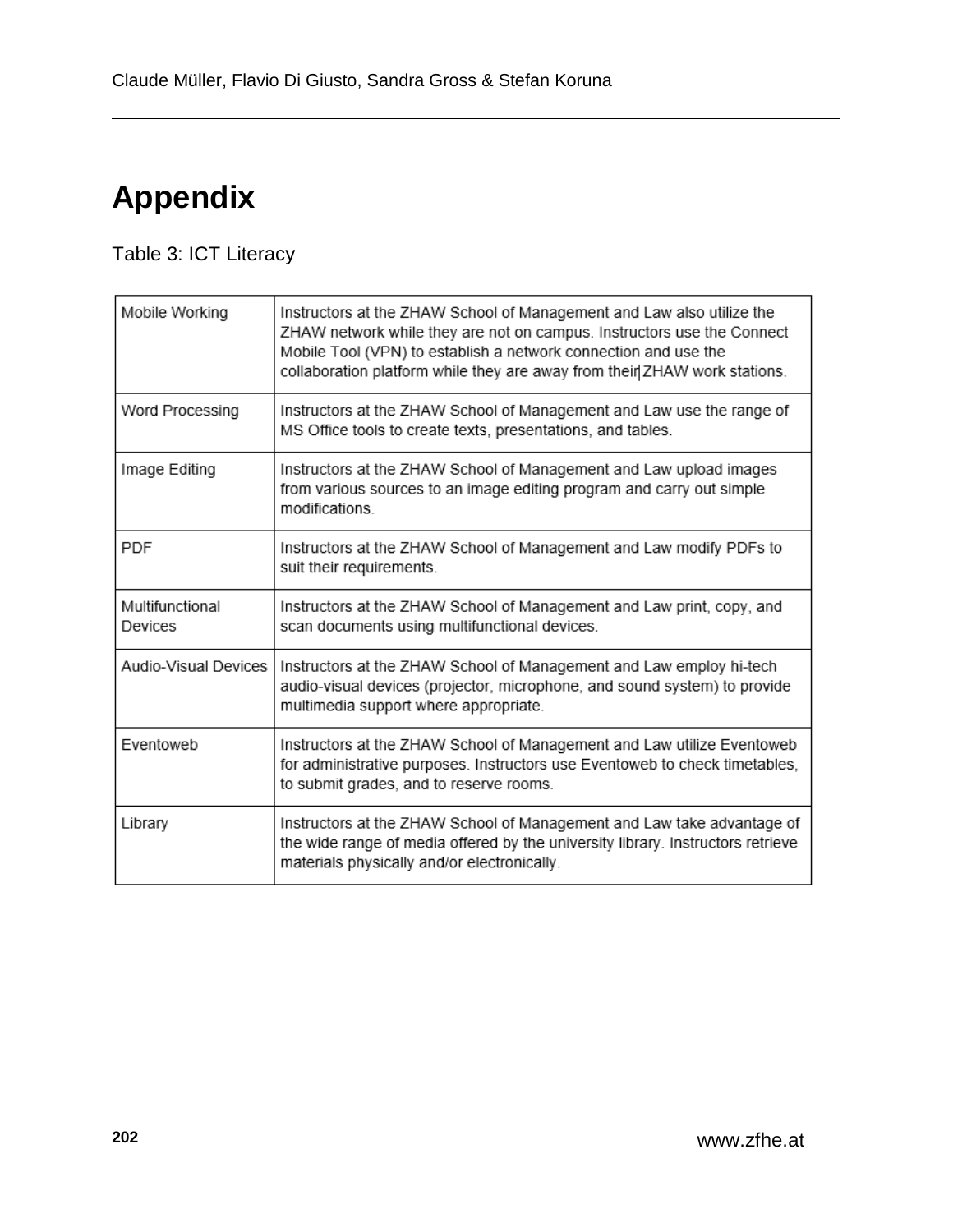# Appendix

Table 3: ICT Literacy

| | |
|---|---|
| Mobile Working | Instructors at the ZHAW School of Management and Law also utilize the ZHAW network while they are not on campus. Instructors use the Connect Mobile Tool (VPN) to establish a network connection and use the collaboration platform while they are away from their ZHAW work stations. |
| Word Processing | Instructors at the ZHAW School of Management and Law use the range of MS Office tools to create texts, presentations, and tables. |
| Image Editing | Instructors at the ZHAW School of Management and Law upload images from various sources to an image editing program and carry out simple modifications. |
| PDF | Instructors at the ZHAW School of Management and Law modify PDFs to suit their requirements. |
| Multifunctional Devices | Instructors at the ZHAW School of Management and Law print, copy, and scan documents using multifunctional devices. |
| Audio-Visual Devices | Instructors at the ZHAW School of Management and Law employ hi-tech audio-visual devices (projector, microphone, and sound system) to provide multimedia support where appropriate. |
| Eventoweb | Instructors at the ZHAW School of Management and Law utilize Eventoweb for administrative purposes. Instructors use Eventoweb to check timetables, to submit grades, and to reserve rooms. |
| Library | Instructors at the ZHAW School of Management and Law take advantage of the wide range of media offered by the university library. Instructors retrieve materials physically and/or electronically. |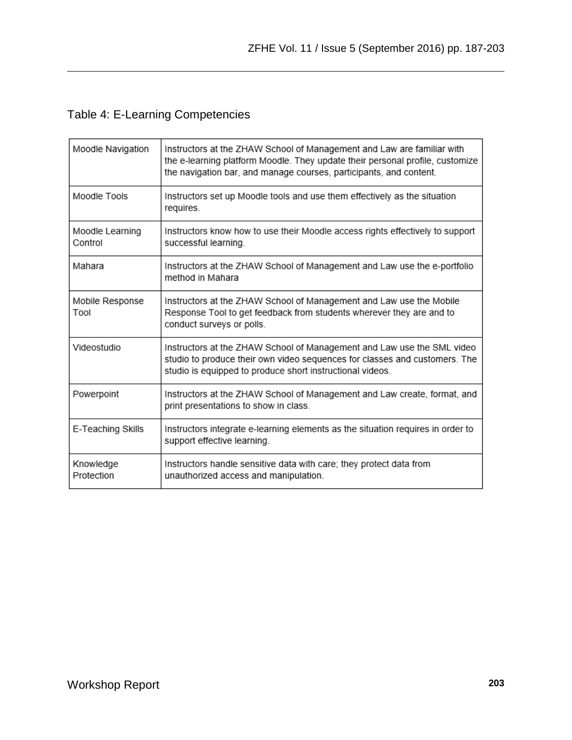Table 4: E-Learning Competencies

| | |
|---|---|
| Moodle Navigation | Instructors at the ZHAW School of Management and Law are familiar with the e-learning platform Moodle. They update their personal profile, customize the navigation bar, and manage courses, participants, and content. |
| Moodle Tools | Instructors set up Moodle tools and use them effectively as the situation requires. |
| Moodle Learning Control | Instructors know how to use their Moodle access rights effectively to support successful learning. |
| Mahara | Instructors at the ZHAW School of Management and Law use the e-portfolio method in Mahara |
| Mobile Response Tool | Instructors at the ZHAW School of Management and Law use the Mobile Response Tool to get feedback from students wherever they are and to conduct surveys or polls. |
| Videostudio | Instructors at the ZHAW School of Management and Law use the SML video studio to produce their own video sequences for classes and customers. The studio is equipped to produce short instructional videos. |
| Powerpoint | Instructors at the ZHAW School of Management and Law create, format, and print presentations to show in class. |
| E-Teaching Skills | Instructors integrate e-learning elements as the situation requires in order to support effective learning. |
| Knowledge Protection | Instructors handle sensitive data with care; they protect data from unauthorized access and manipulation. |